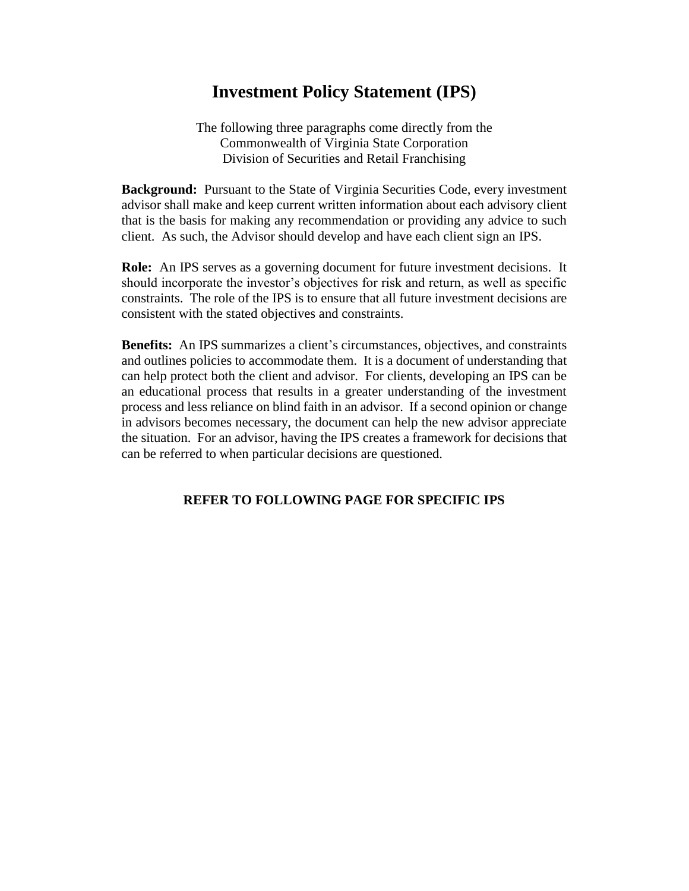# Investment Policy Statement (IPS)

The following three paragraphs come directly from the
Commonwealth of Virginia State Corporation
Division of Securities and Retail Franchising

**Background:** Pursuant to the State of Virginia Securities Code, every investment advisor shall make and keep current written information about each advisory client that is the basis for making any recommendation or providing any advice to such client. As such, the Advisor should develop and have each client sign an IPS.

**Role:** An IPS serves as a governing document for future investment decisions. It should incorporate the investor's objectives for risk and return, as well as specific constraints. The role of the IPS is to ensure that all future investment decisions are consistent with the stated objectives and constraints.

**Benefits:** An IPS summarizes a client's circumstances, objectives, and constraints and outlines policies to accommodate them. It is a document of understanding that can help protect both the client and advisor. For clients, developing an IPS can be an educational process that results in a greater understanding of the investment process and less reliance on blind faith in an advisor. If a second opinion or change in advisors becomes necessary, the document can help the new advisor appreciate the situation. For an advisor, having the IPS creates a framework for decisions that can be referred to when particular decisions are questioned.

**REFER TO FOLLOWING PAGE FOR SPECIFIC IPS**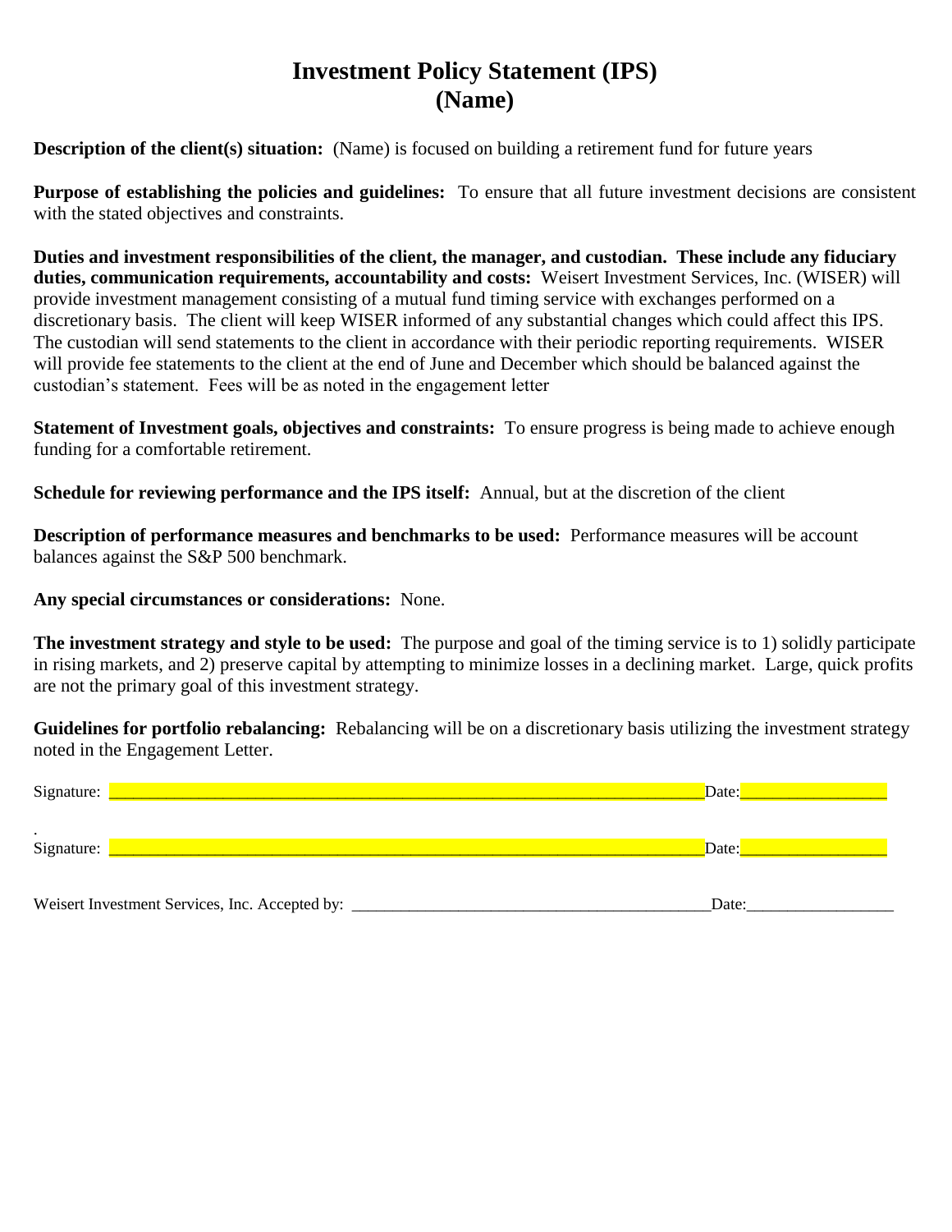# Investment Policy Statement (IPS)
# (Name)

**Description of the client(s) situation:** (Name) is focused on building a retirement fund for future years

**Purpose of establishing the policies and guidelines:** To ensure that all future investment decisions are consistent with the stated objectives and constraints.

**Duties and investment responsibilities of the client, the manager, and custodian. These include any fiduciary duties, communication requirements, accountability and costs:** Weisert Investment Services, Inc. (WISER) will provide investment management consisting of a mutual fund timing service with exchanges performed on a discretionary basis. The client will keep WISER informed of any substantial changes which could affect this IPS. The custodian will send statements to the client in accordance with their periodic reporting requirements. WISER will provide fee statements to the client at the end of June and December which should be balanced against the custodian's statement. Fees will be as noted in the engagement letter

**Statement of Investment goals, objectives and constraints:** To ensure progress is being made to achieve enough funding for a comfortable retirement.

**Schedule for reviewing performance and the IPS itself:** Annual, but at the discretion of the client

**Description of performance measures and benchmarks to be used:** Performance measures will be account balances against the S&P 500 benchmark.

**Any special circumstances or considerations:** None.

**The investment strategy and style to be used:** The purpose and goal of the timing service is to 1) solidly participate in rising markets, and 2) preserve capital by attempting to minimize losses in a declining market. Large, quick profits are not the primary goal of this investment strategy.

**Guidelines for portfolio rebalancing:** Rebalancing will be on a discretionary basis utilizing the investment strategy noted in the Engagement Letter.

Signature: ______________________________________________________________ Date: ________________

Signature: ______________________________________________________________ Date: ________________

Weisert Investment Services, Inc. Accepted by: ________________________________________ Date: ________________